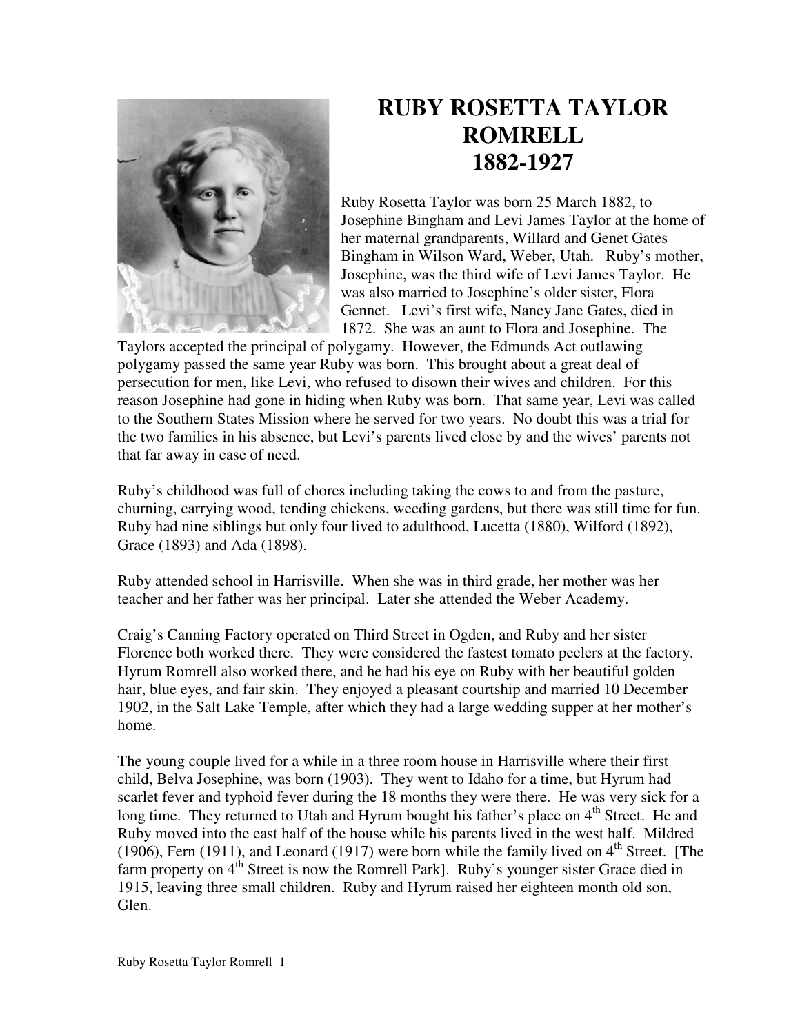# RUBY ROSETTA TAYLOR ROMRELL 1882-1927

Ruby Rosetta Taylor was born 25 March 1882, to Josephine Bingham and Levi James Taylor at the home of her maternal grandparents, Willard and Genet Gates Bingham in Wilson Ward, Weber, Utah. Ruby's mother, Josephine, was the third wife of Levi James Taylor. He was also married to Josephine's older sister, Flora Gennet. Levi's first wife, Nancy Jane Gates, died in 1872. She was an aunt to Flora and Josephine. The Taylors accepted the principal of polygamy. However, the Edmunds Act outlawing polygamy passed the same year Ruby was born. This brought about a great deal of persecution for men, like Levi, who refused to disown their wives and children. For this reason Josephine had gone in hiding when Ruby was born. That same year, Levi was called to the Southern States Mission where he served for two years. No doubt this was a trial for the two families in his absence, but Levi's parents lived close by and the wives' parents not that far away in case of need.

Ruby's childhood was full of chores including taking the cows to and from the pasture, churning, carrying wood, tending chickens, weeding gardens, but there was still time for fun. Ruby had nine siblings but only four lived to adulthood, Lucetta (1880), Wilford (1892), Grace (1893) and Ada (1898).

Ruby attended school in Harrisville. When she was in third grade, her mother was her teacher and her father was her principal. Later she attended the Weber Academy.

Craig's Canning Factory operated on Third Street in Ogden, and Ruby and her sister Florence both worked there. They were considered the fastest tomato peelers at the factory. Hyrum Romrell also worked there, and he had his eye on Ruby with her beautiful golden hair, blue eyes, and fair skin. They enjoyed a pleasant courtship and married 10 December 1902, in the Salt Lake Temple, after which they had a large wedding supper at her mother's home.

The young couple lived for a while in a three room house in Harrisville where their first child, Belva Josephine, was born (1903). They went to Idaho for a time, but Hyrum had scarlet fever and typhoid fever during the 18 months they were there. He was very sick for a long time. They returned to Utah and Hyrum bought his father's place on 4th Street. He and Ruby moved into the east half of the house while his parents lived in the west half. Mildred (1906), Fern (1911), and Leonard (1917) were born while the family lived on 4th Street. [The farm property on 4th Street is now the Romrell Park]. Ruby's younger sister Grace died in 1915, leaving three small children. Ruby and Hyrum raised her eighteen month old son, Glen.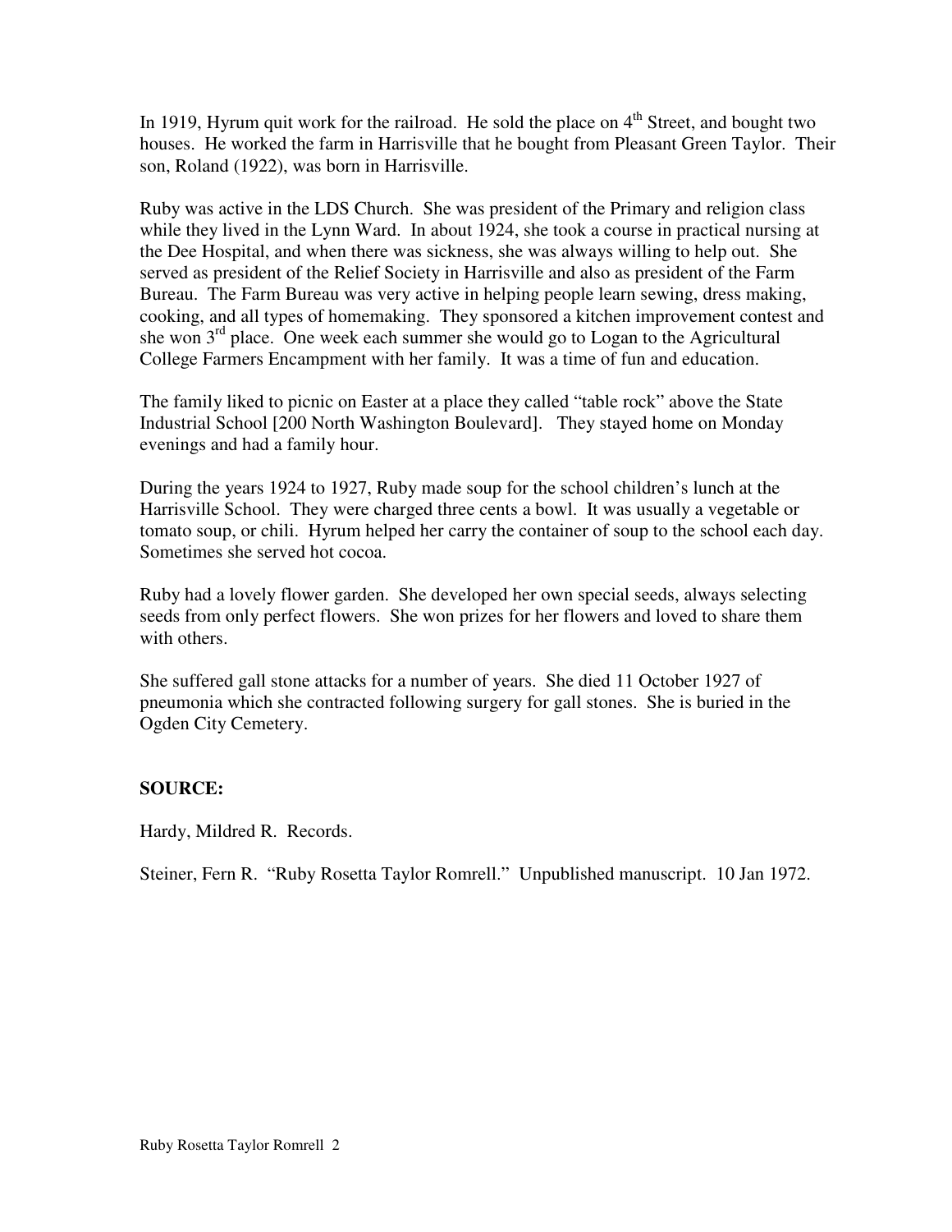In 1919, Hyrum quit work for the railroad. He sold the place on 4th Street, and bought two houses. He worked the farm in Harrisville that he bought from Pleasant Green Taylor. Their son, Roland (1922), was born in Harrisville.

Ruby was active in the LDS Church. She was president of the Primary and religion class while they lived in the Lynn Ward. In about 1924, she took a course in practical nursing at the Dee Hospital, and when there was sickness, she was always willing to help out. She served as president of the Relief Society in Harrisville and also as president of the Farm Bureau. The Farm Bureau was very active in helping people learn sewing, dress making, cooking, and all types of homemaking. They sponsored a kitchen improvement contest and she won 3rd place. One week each summer she would go to Logan to the Agricultural College Farmers Encampment with her family. It was a time of fun and education.

The family liked to picnic on Easter at a place they called "table rock" above the State Industrial School [200 North Washington Boulevard]. They stayed home on Monday evenings and had a family hour.

During the years 1924 to 1927, Ruby made soup for the school children's lunch at the Harrisville School. They were charged three cents a bowl. It was usually a vegetable or tomato soup, or chili. Hyrum helped her carry the container of soup to the school each day. Sometimes she served hot cocoa.

Ruby had a lovely flower garden. She developed her own special seeds, always selecting seeds from only perfect flowers. She won prizes for her flowers and loved to share them with others.

She suffered gall stone attacks for a number of years. She died 11 October 1927 of pneumonia which she contracted following surgery for gall stones. She is buried in the Ogden City Cemetery.

**SOURCE:**

Hardy, Mildred R. Records.

Steiner, Fern R. "Ruby Rosetta Taylor Romrell." Unpublished manuscript. 10 Jan 1972.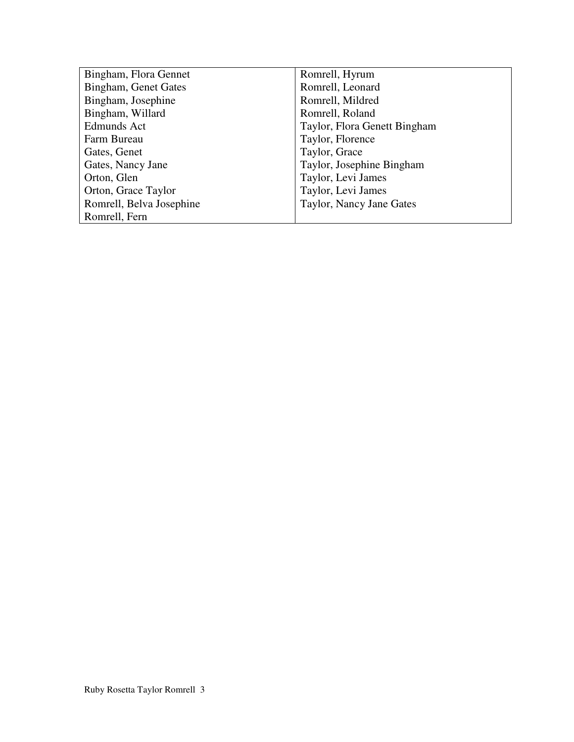| | |
|---|---|
| Bingham, Flora Gennet | Romrell, Hyrum |
| Bingham, Genet Gates | Romrell, Leonard |
| Bingham, Josephine | Romrell, Mildred |
| Bingham, Willard | Romrell, Roland |
| Edmunds Act | Taylor, Flora Genett Bingham |
| Farm Bureau | Taylor, Florence |
| Gates, Genet | Taylor, Grace |
| Gates, Nancy Jane | Taylor, Josephine Bingham |
| Orton, Glen | Taylor, Levi James |
| Orton, Grace Taylor | Taylor, Levi James |
| Romrell, Belva Josephine | Taylor, Nancy Jane Gates |
| Romrell, Fern | |